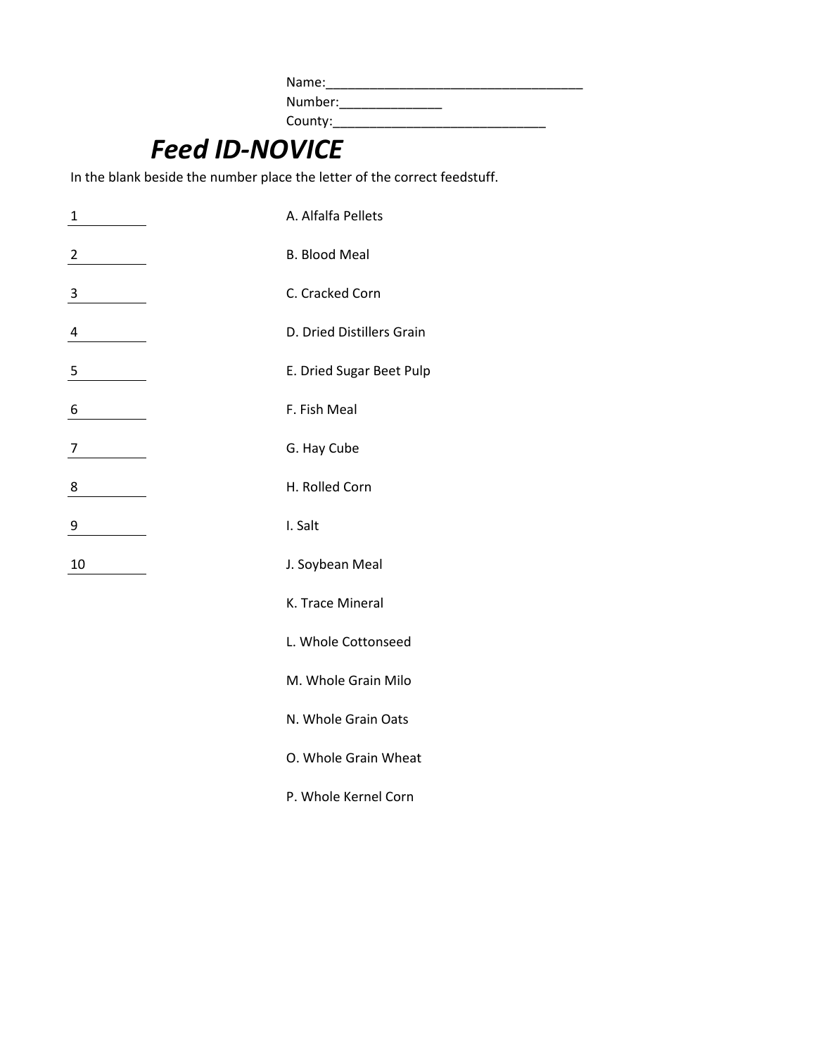Name:___________________________________
Number:______________
County:_____________________________

# *Feed ID-NOVICE*

In the blank beside the number place the letter of the correct feedstuff.

1 ________

2 ________

3 ________

4 ________

5 ________

6 ________

7 ________

8 ________

9 ________

10 ________

A. Alfalfa Pellets

B. Blood Meal

C. Cracked Corn

D. Dried Distillers Grain

E. Dried Sugar Beet Pulp

F. Fish Meal

G. Hay Cube

H. Rolled Corn

I. Salt

J. Soybean Meal

K. Trace Mineral

L. Whole Cottonseed

M. Whole Grain Milo

N. Whole Grain Oats

O. Whole Grain Wheat

P. Whole Kernel Corn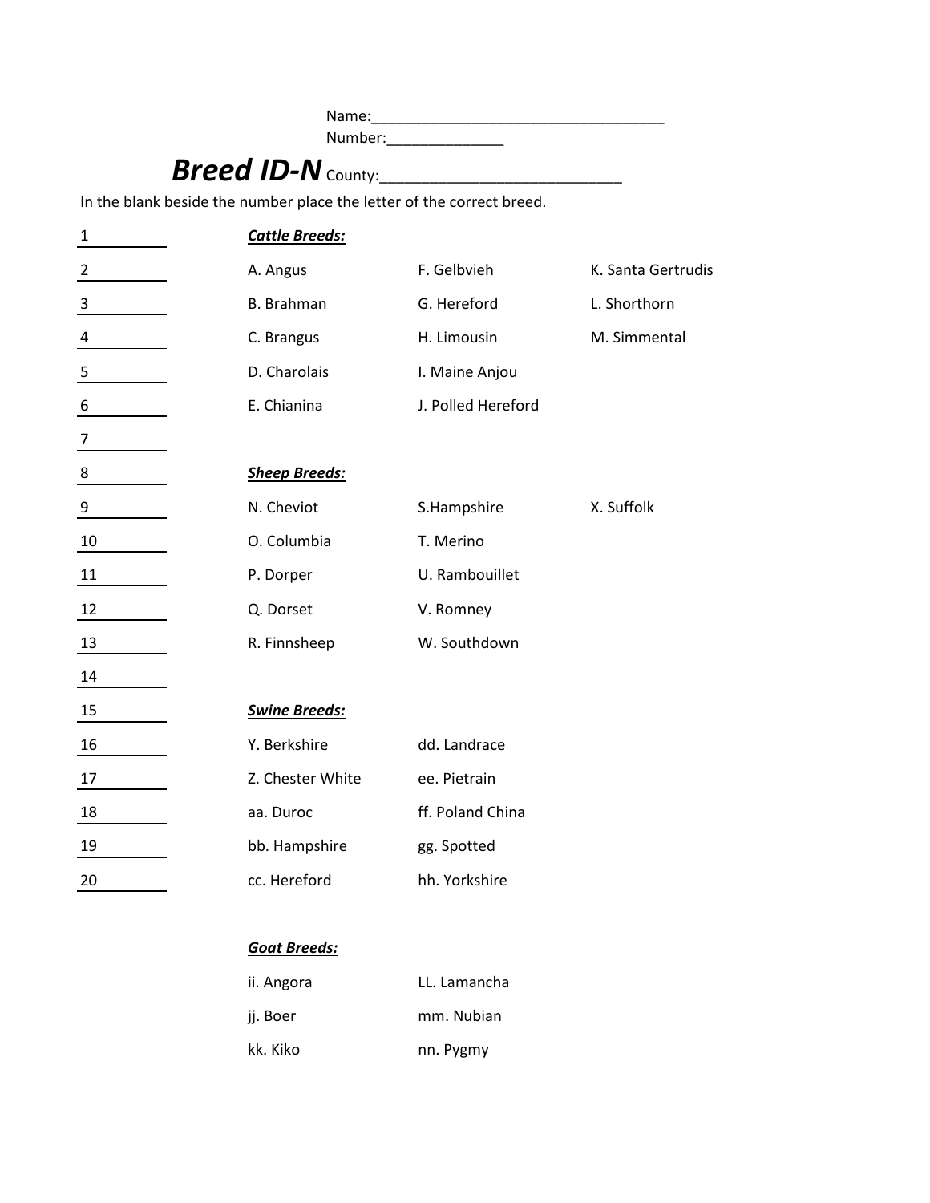Name:____________________________________
Number:______________

# Breed ID-N

County:____________________________

In the blank beside the number place the letter of the correct breed.

1 ________
2 ________
3 ________
4 ________
5 ________
6 ________
7 ________
8 ________
9 ________
10 ________
11 ________
12 ________
13 ________
14 ________
15 ________
16 ________
17 ________
18 ________
19 ________
20 ________

***Cattle Breeds:***

| | | |
|---|---|---|
| A. Angus | F. Gelbvieh | K. Santa Gertrudis |
| B. Brahman | G. Hereford | L. Shorthorn |
| C. Brangus | H. Limousin | M. Simmental |
| D. Charolais | I. Maine Anjou | |
| E. Chianina | J. Polled Hereford | |

***Sheep Breeds:***

| | | |
|---|---|---|
| N. Cheviot | S.Hampshire | X. Suffolk |
| O. Columbia | T. Merino | |
| P. Dorper | U. Rambouillet | |
| Q. Dorset | V. Romney | |
| R. Finnsheep | W. Southdown | |

***Swine Breeds:***

| | |
|---|---|
| Y. Berkshire | dd. Landrace |
| Z. Chester White | ee. Pietrain |
| aa. Duroc | ff. Poland China |
| bb. Hampshire | gg. Spotted |
| cc. Hereford | hh. Yorkshire |

***Goat Breeds:***

| | |
|---|---|
| ii. Angora | LL. Lamancha |
| jj. Boer | mm. Nubian |
| kk. Kiko | nn. Pygmy |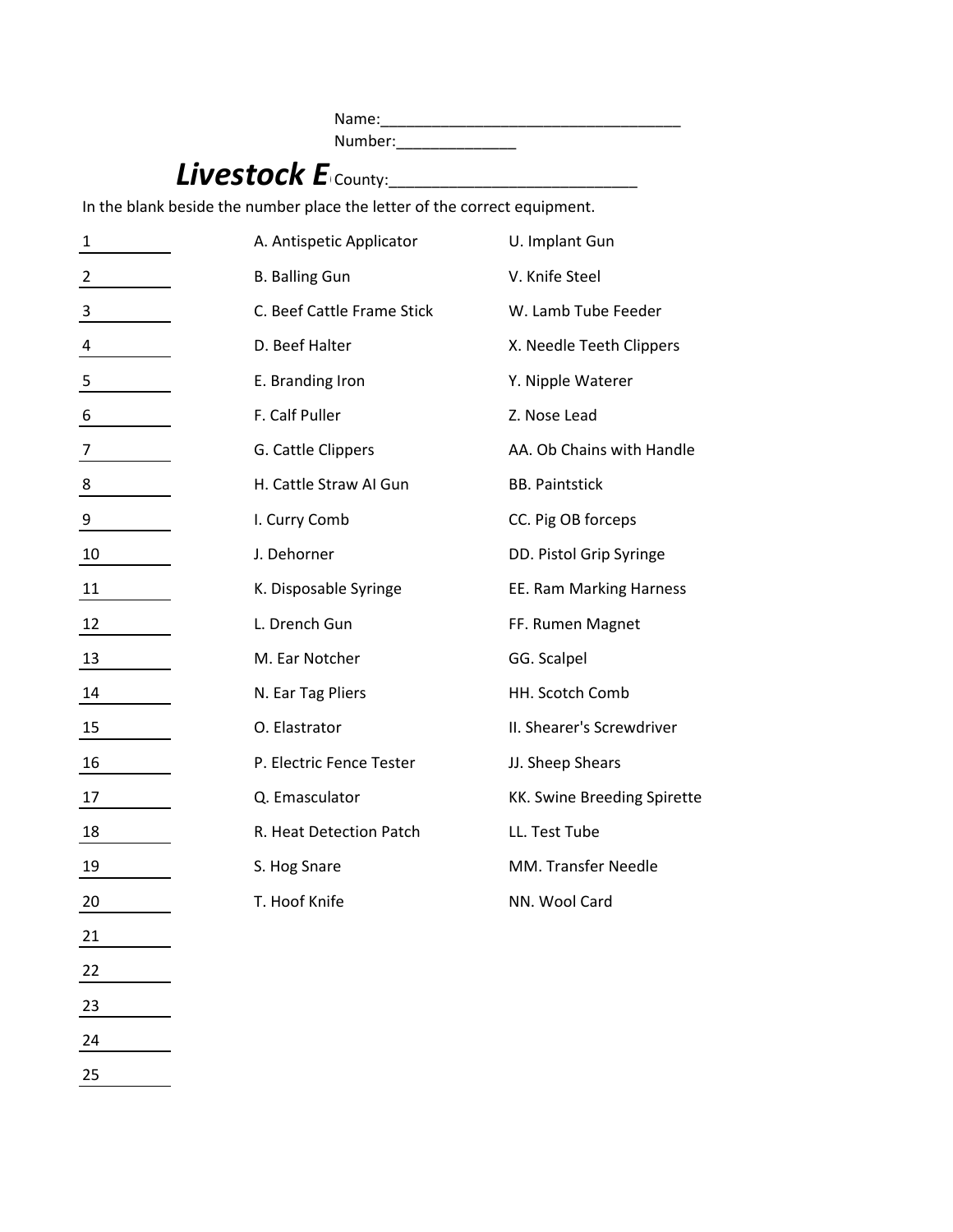Name:___________________________________

Number:______________

# *Livestock E* County:___________________________

In the blank beside the number place the letter of the correct equipment.

| | | |
|---|---|---|
| 1 ________ | A. Antispetic Applicator | U. Implant Gun |
| 2 ________ | B. Balling Gun | V. Knife Steel |
| 3 ________ | C. Beef Cattle Frame Stick | W. Lamb Tube Feeder |
| 4 ________ | D. Beef Halter | X. Needle Teeth Clippers |
| 5 ________ | E. Branding Iron | Y. Nipple Waterer |
| 6 ________ | F. Calf Puller | Z. Nose Lead |
| 7 ________ | G. Cattle Clippers | AA. Ob Chains with Handle |
| 8 ________ | H. Cattle Straw AI Gun | BB. Paintstick |
| 9 ________ | I. Curry Comb | CC. Pig OB forceps |
| 10 ________ | J. Dehorner | DD. Pistol Grip Syringe |
| 11 ________ | K. Disposable Syringe | EE. Ram Marking Harness |
| 12 ________ | L. Drench Gun | FF. Rumen Magnet |
| 13 ________ | M. Ear Notcher | GG. Scalpel |
| 14 ________ | N. Ear Tag Pliers | HH. Scotch Comb |
| 15 ________ | O. Elastrator | II. Shearer's Screwdriver |
| 16 ________ | P. Electric Fence Tester | JJ. Sheep Shears |
| 17 ________ | Q. Emasculator | KK. Swine Breeding Spirette |
| 18 ________ | R. Heat Detection Patch | LL. Test Tube |
| 19 ________ | S. Hog Snare | MM. Transfer Needle |
| 20 ________ | T. Hoof Knife | NN. Wool Card |
| 21 ________ | | |
| 22 ________ | | |
| 23 ________ | | |
| 24 ________ | | |
| 25 ________ | | |